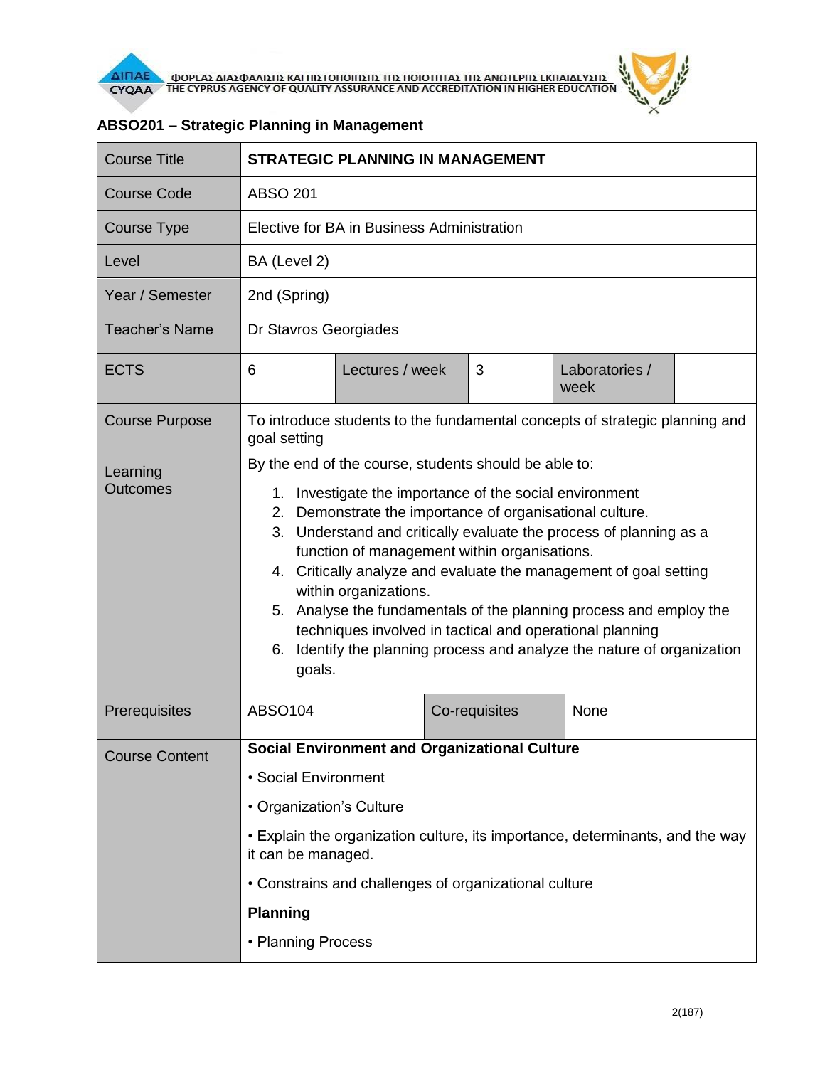## ABSO201 – Strategic Planning in Management

| Course Title | STRATEGIC PLANNING IN MANAGEMENT | | | | |
|---|---|---|---|---|---|
| Course Code | ABSO 201 | | | | |
| Course Type | Elective for BA in Business Administration | | | | |
| Level | BA (Level 2) | | | | |
| Year / Semester | 2nd (Spring) | | | | |
| Teacher's Name | Dr Stavros Georgiades | | | | |
| ECTS | 6 | Lectures / week | 3 | Laboratories / week | |
| Course Purpose | To introduce students to the fundamental concepts of strategic planning and goal setting | | | | |
| Learning Outcomes | By the end of the course, students should be able to:<br>1. Investigate the importance of the social environment<br>2. Demonstrate the importance of organisational culture.<br>3. Understand and critically evaluate the process of planning as a function of management within organisations.<br>4. Critically analyze and evaluate the management of goal setting within organizations.<br>5. Analyse the fundamentals of the planning process and employ the techniques involved in tactical and operational planning<br>6. Identify the planning process and analyze the nature of organization goals. | | | | |
| Prerequisites | ABSO104 | Co-requisites | None | | |
| Course Content | **Social Environment and Organizational Culture**<br>• Social Environment<br>• Organization's Culture<br>• Explain the organization culture, its importance, determinants, and the way it can be managed.<br>• Constrains and challenges of organizational culture<br>**Planning**<br>• Planning Process | | | | |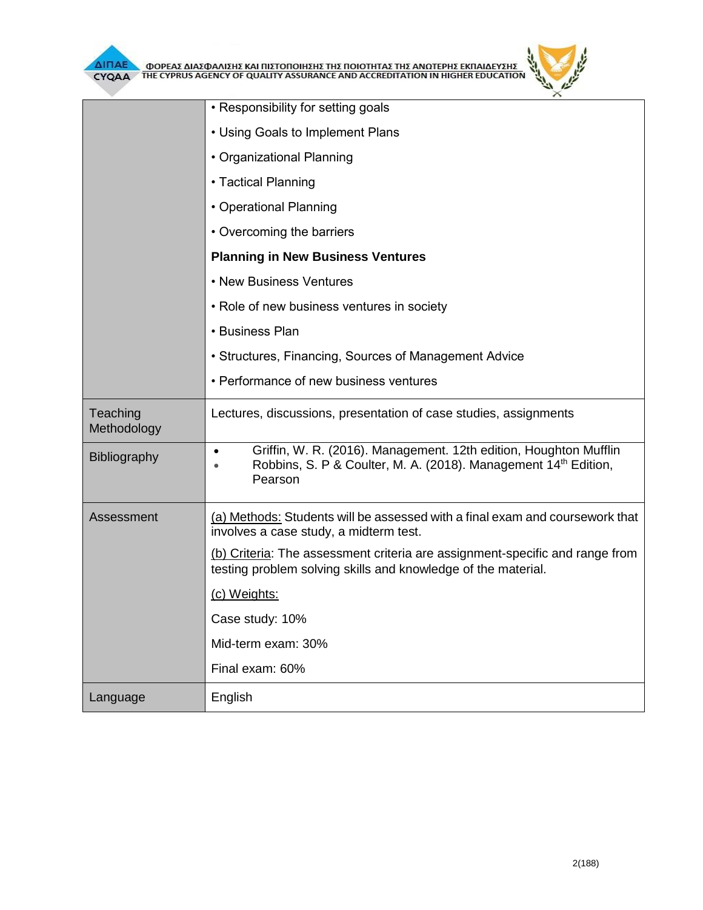| | |
|---|---|
| | • Responsibility for setting goals<br>• Using Goals to Implement Plans<br>• Organizational Planning<br>• Tactical Planning<br>• Operational Planning<br>• Overcoming the barriers<br>**Planning in New Business Ventures**<br>• New Business Ventures<br>• Role of new business ventures in society<br>• Business Plan<br>• Structures, Financing, Sources of Management Advice<br>• Performance of new business ventures |
| Teaching Methodology | Lectures, discussions, presentation of case studies, assignments |
| Bibliography | • Griffin, W. R. (2016). Management. 12th edition, Houghton Mufflin<br>• Robbins, S. P & Coulter, M. A. (2018). Management 14th Edition, Pearson |
| Assessment | (a) Methods: Students will be assessed with a final exam and coursework that involves a case study, a midterm test.<br>(b) Criteria: The assessment criteria are assignment-specific and range from testing problem solving skills and knowledge of the material.<br>(c) Weights:<br>Case study: 10%<br>Mid-term exam: 30%<br>Final exam: 60% |
| Language | English |